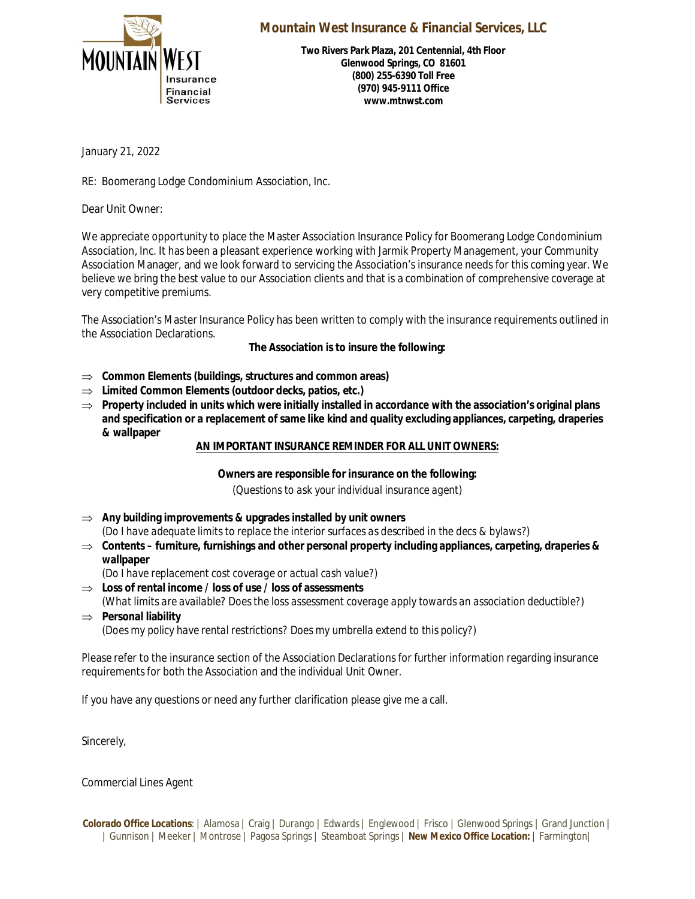# Mountain West Insurance & Financial Services, LLC

**Two Rivers Park Plaza, 201 Centennial, 4th Floor**
**Glenwood Springs, CO 81601**
**(800) 255-6390 Toll Free**
**(970) 945-9111 Office**
**www.mtnwst.com**

January 21, 2022

RE: Boomerang Lodge Condominium Association, Inc.

Dear Unit Owner:

We appreciate opportunity to place the Master Association Insurance Policy for Boomerang Lodge Condominium Association, Inc. It has been a pleasant experience working with Jarmik Property Management, your Community Association Manager, and we look forward to servicing the Association's insurance needs for this coming year. We believe we bring the best value to our Association clients and that is a combination of comprehensive coverage at very competitive premiums.

The Association's Master Insurance Policy has been written to comply with the insurance requirements outlined in the Association Declarations.

**The Association is to insure the following:**

- ⇒ **Common Elements (buildings, structures and common areas)**
- ⇒ **Limited Common Elements (outdoor decks, patios, etc.)**
- ⇒ **Property included in units which were initially installed in accordance with the association's original plans and specification or a replacement of same like kind and quality excluding appliances, carpeting, draperies & wallpaper**

**<u>AN IMPORTANT INSURANCE REMINDER FOR ALL UNIT OWNERS:</u>**

**Owners are responsible for insurance on the following:**

*(Questions to ask your individual insurance agent)*

- ⇒ **Any building improvements & upgrades installed by unit owners**
  *(Do I have adequate limits to replace the interior surfaces as described in the decs & bylaws?)*
- ⇒ **Contents – furniture, furnishings and other personal property including appliances, carpeting, draperies & wallpaper**
  *(Do I have replacement cost coverage or actual cash value?)*
- ⇒ **Loss of rental income / loss of use / loss of assessments**
  *(What limits are available? Does the loss assessment coverage apply towards an association deductible?)*
- ⇒ **Personal liability**
  *(Does my policy have rental restrictions? Does my umbrella extend to this policy?)*

Please refer to the insurance section of the Association Declarations for further information regarding insurance requirements for both the Association and the individual Unit Owner.

If you have any questions or need any further clarification please give me a call.

Sincerely,

Commercial Lines Agent

**Colorado Office Locations**: | Alamosa | Craig | Durango | Edwards | Englewood | Frisco | Glenwood Springs | Grand Junction | | Gunnison | Meeker | Montrose | Pagosa Springs | Steamboat Springs | **New Mexico Office Location:** | Farmington|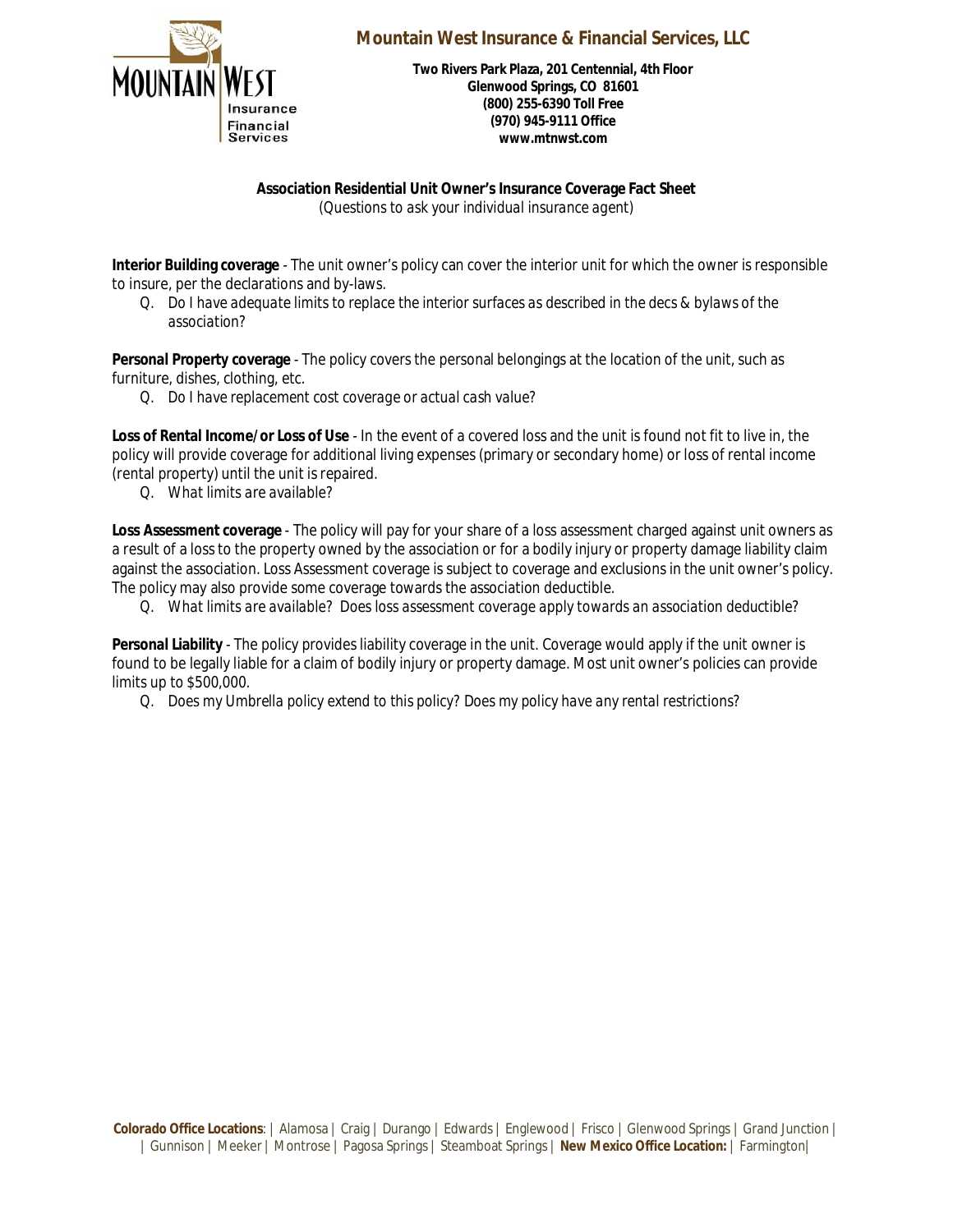# Mountain West Insurance & Financial Services, LLC

**Two Rivers Park Plaza, 201 Centennial, 4th Floor**
**Glenwood Springs, CO 81601**
**(800) 255-6390 Toll Free**
**(970) 945-9111 Office**
**www.mtnwst.com**

**Association Residential Unit Owner's Insurance Coverage Fact Sheet**
*(Questions to ask your individual insurance agent)*

**Interior Building coverage** - The unit owner's policy can cover the interior unit for which the owner is responsible to insure, per the declarations and by-laws.

- Q. *Do I have adequate limits to replace the interior surfaces as described in the decs & bylaws of the association?*

**Personal Property coverage** - The policy covers the personal belongings at the location of the unit, such as furniture, dishes, clothing, etc.

- Q. *Do I have replacement cost coverage or actual cash value?*

**Loss of Rental Income/or Loss of Use** - In the event of a covered loss and the unit is found not fit to live in, the policy will provide coverage for additional living expenses (primary or secondary home) or loss of rental income (rental property) until the unit is repaired.

- Q. *What limits are available?*

**Loss Assessment coverage** - The policy will pay for your share of a loss assessment charged against unit owners as a result of a loss to the property owned by the association or for a bodily injury or property damage liability claim against the association. Loss Assessment coverage is subject to coverage and exclusions in the unit owner's policy. The policy may also provide some coverage towards the association deductible.

- Q. *What limits are available? Does loss assessment coverage apply towards an association deductible?*

**Personal Liability** - The policy provides liability coverage in the unit. Coverage would apply if the unit owner is found to be legally liable for a claim of bodily injury or property damage. Most unit owner's policies can provide limits up to $500,000.

- Q. *Does my Umbrella policy extend to this policy? Does my policy have any rental restrictions?*

**Colorado Office Locations**: | Alamosa | Craig | Durango | Edwards | Englewood | Frisco | Glenwood Springs | Grand Junction | | Gunnison | Meeker | Montrose | Pagosa Springs | Steamboat Springs | **New Mexico Office Location:** | Farmington|